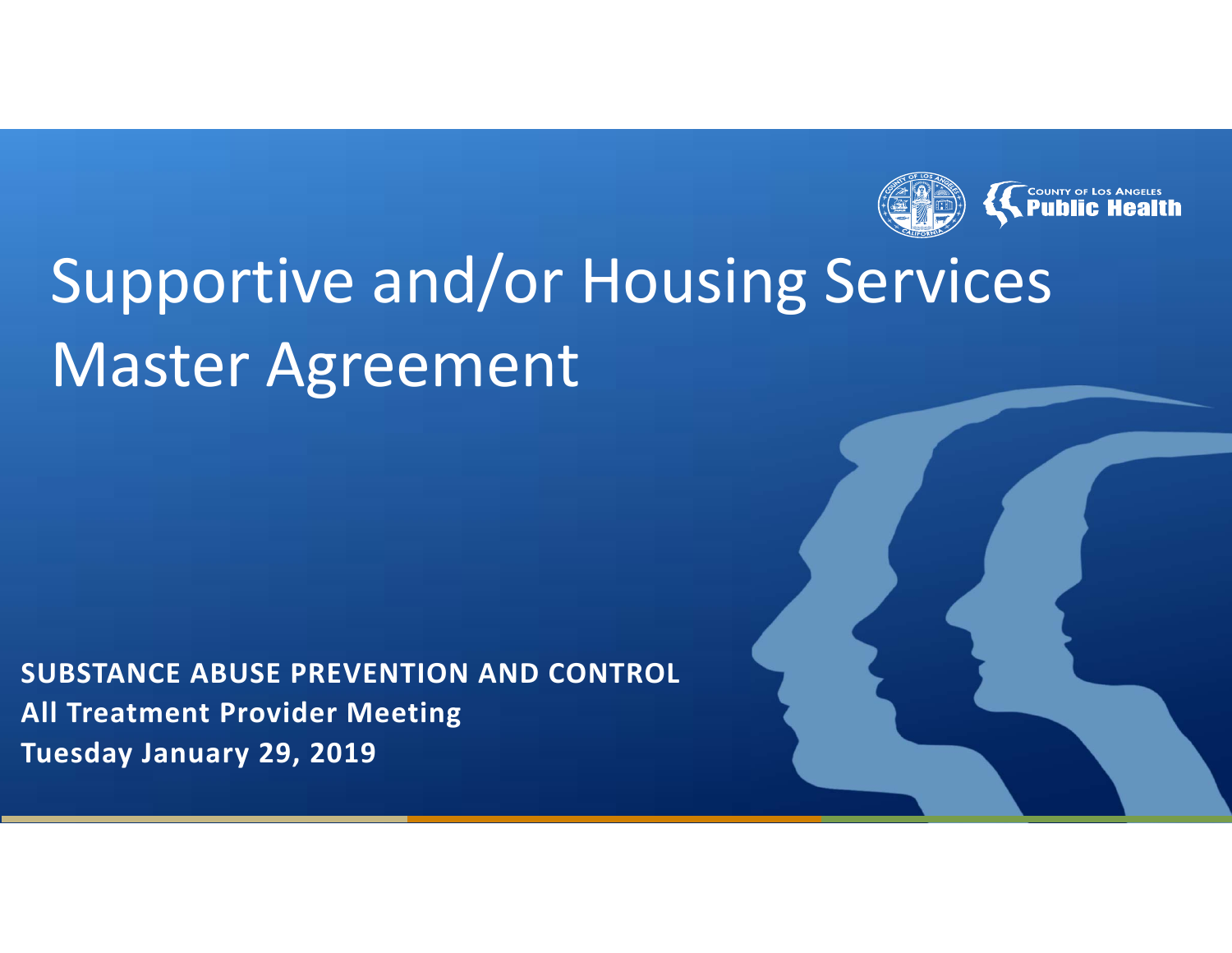# Supportive and/or Housing Services Master Agreement

**SUBSTANCE ABUSE PREVENTION AND CONTROL**
**All Treatment Provider Meeting**
**Tuesday January 29, 2019**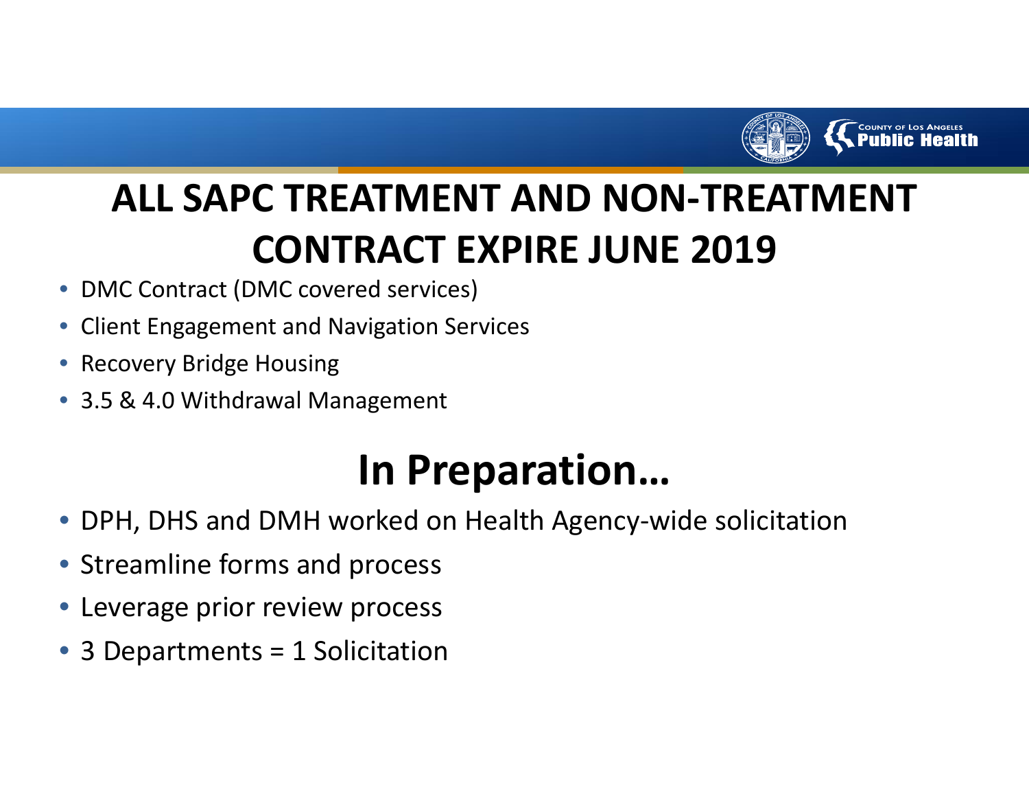# ALL SAPC TREATMENT AND NON-TREATMENT CONTRACT EXPIRE JUNE 2019

- DMC Contract (DMC covered services)
- Client Engagement and Navigation Services
- Recovery Bridge Housing
- 3.5 & 4.0 Withdrawal Management

# In Preparation…

- DPH, DHS and DMH worked on Health Agency-wide solicitation
- Streamline forms and process
- Leverage prior review process
- 3 Departments = 1 Solicitation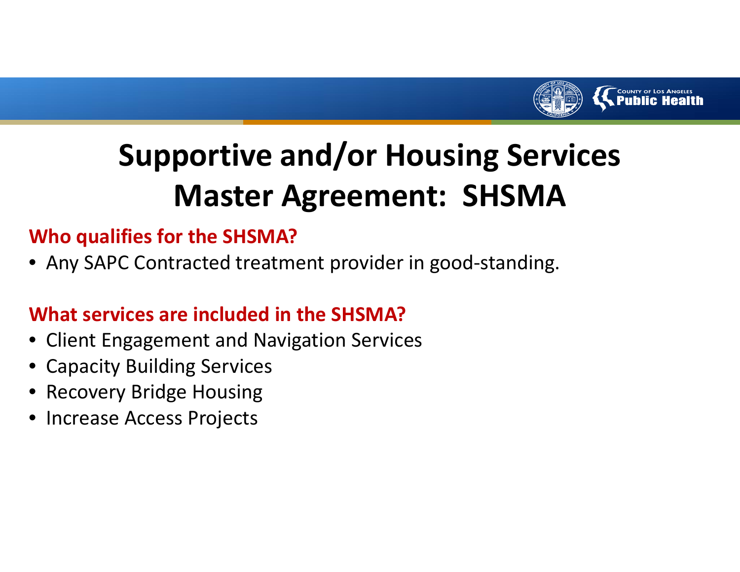# Supportive and/or Housing Services Master Agreement: SHSMA

## Who qualifies for the SHSMA?

- Any SAPC Contracted treatment provider in good-standing.

## What services are included in the SHSMA?

- Client Engagement and Navigation Services
- Capacity Building Services
- Recovery Bridge Housing
- Increase Access Projects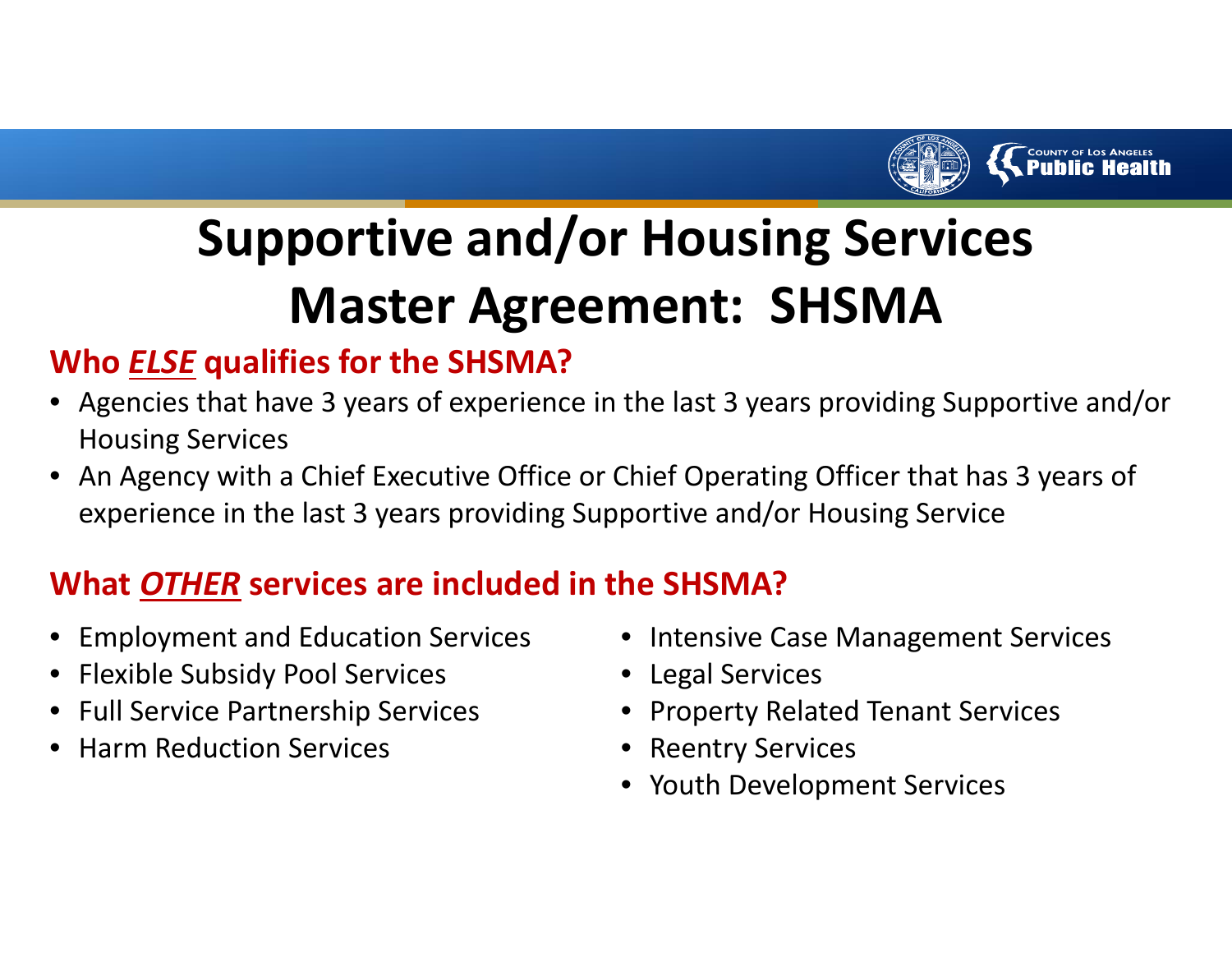# Supportive and/or Housing Services Master Agreement: SHSMA

## Who *ELSE* qualifies for the SHSMA?

- Agencies that have 3 years of experience in the last 3 years providing Supportive and/or Housing Services
- An Agency with a Chief Executive Office or Chief Operating Officer that has 3 years of experience in the last 3 years providing Supportive and/or Housing Service

## What *OTHER* services are included in the SHSMA?

- Employment and Education Services
- Flexible Subsidy Pool Services
- Full Service Partnership Services
- Harm Reduction Services
- Intensive Case Management Services
- Legal Services
- Property Related Tenant Services
- Reentry Services
- Youth Development Services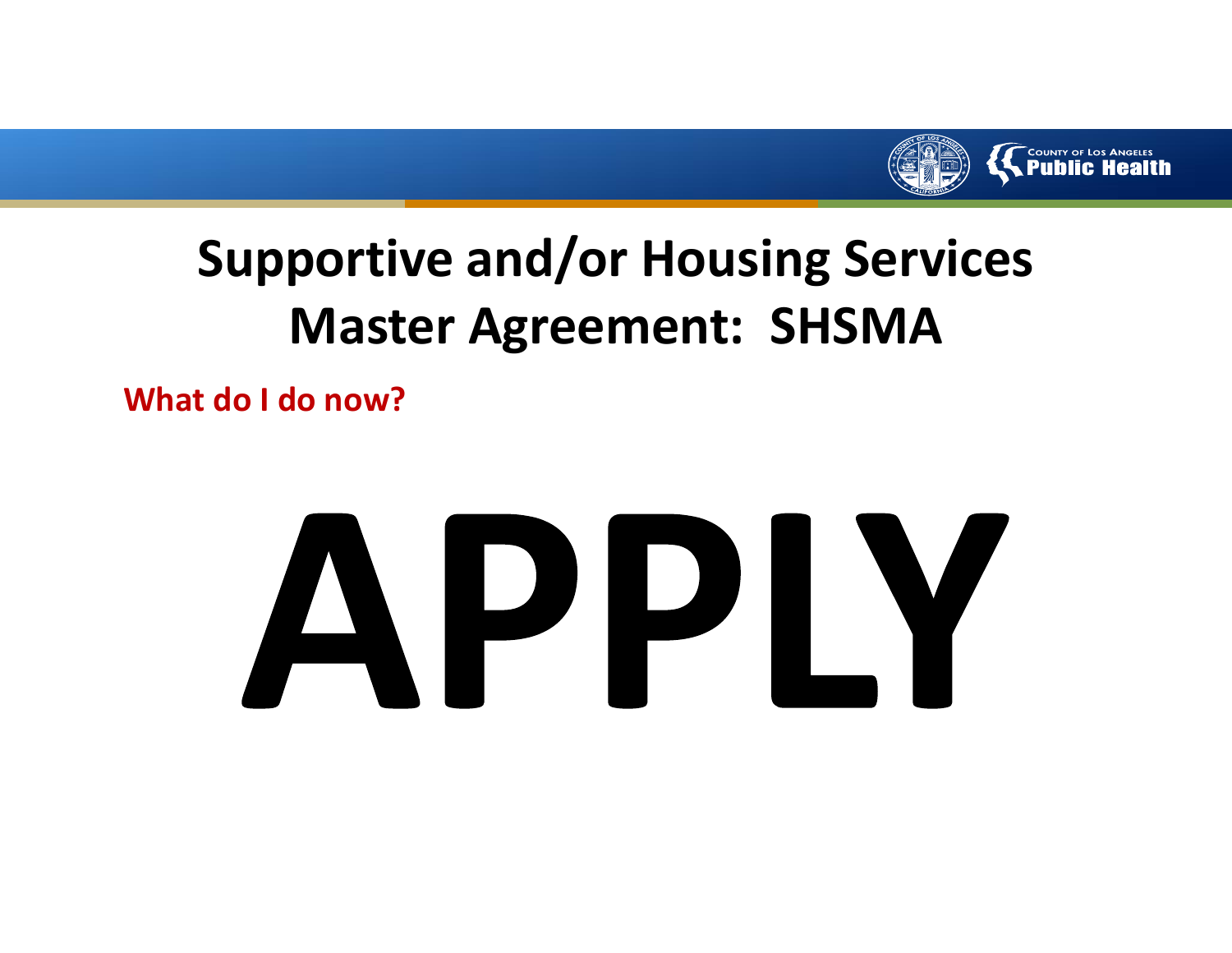# Supportive and/or Housing Services Master Agreement: SHSMA

**What do I do now?**

# APPLY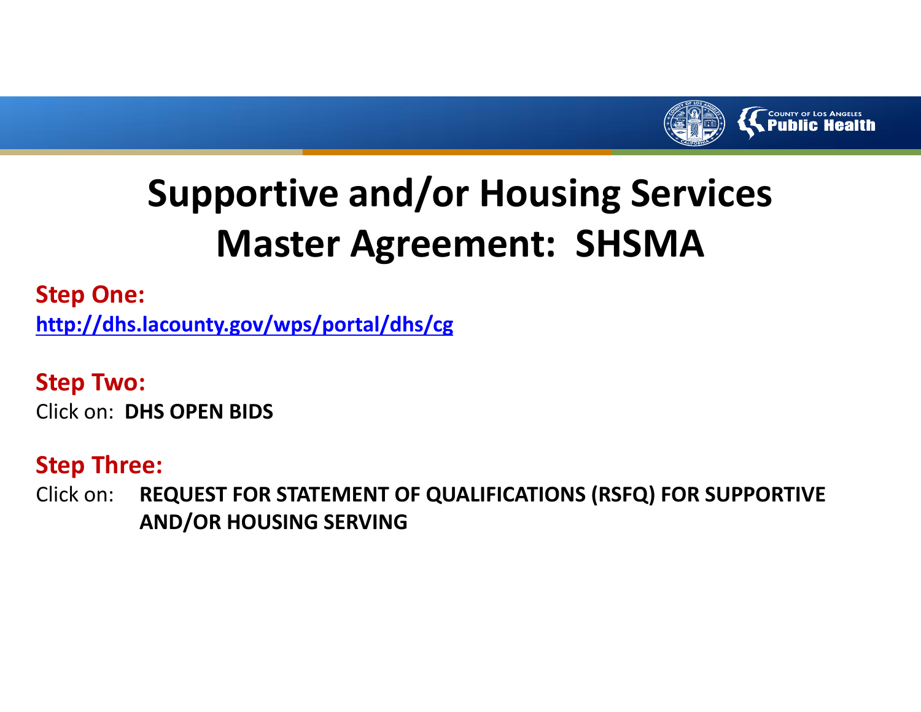# Supportive and/or Housing Services Master Agreement: SHSMA

**Step One:**

http://dhs.lacounty.gov/wps/portal/dhs/cg

**Step Two:**

Click on: **DHS OPEN BIDS**

**Step Three:**

Click on: **REQUEST FOR STATEMENT OF QUALIFICATIONS (RSFQ) FOR SUPPORTIVE AND/OR HOUSING SERVING**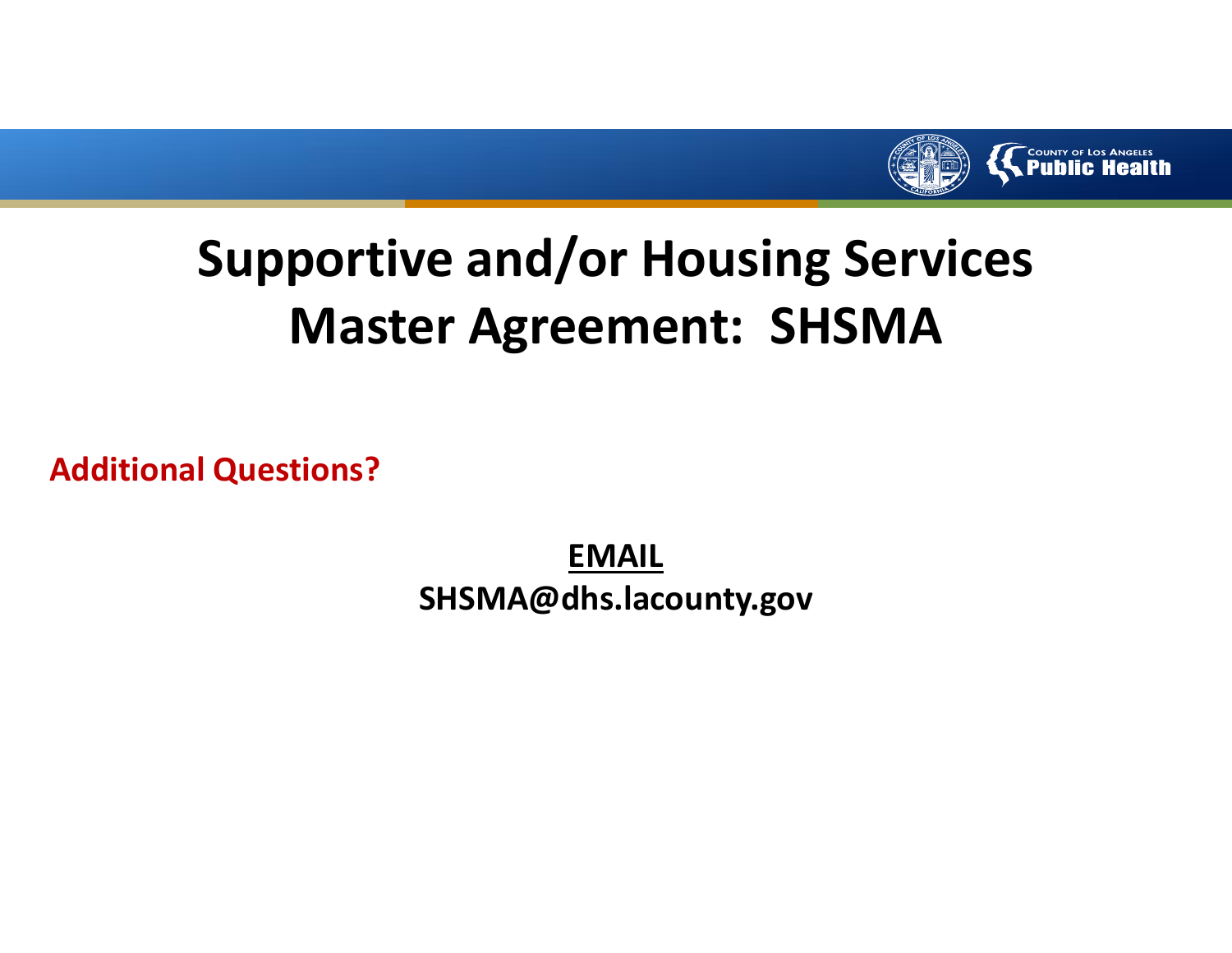# Supportive and/or Housing Services Master Agreement: SHSMA

**Additional Questions?**

**EMAIL**

**SHSMA@dhs.lacounty.gov**